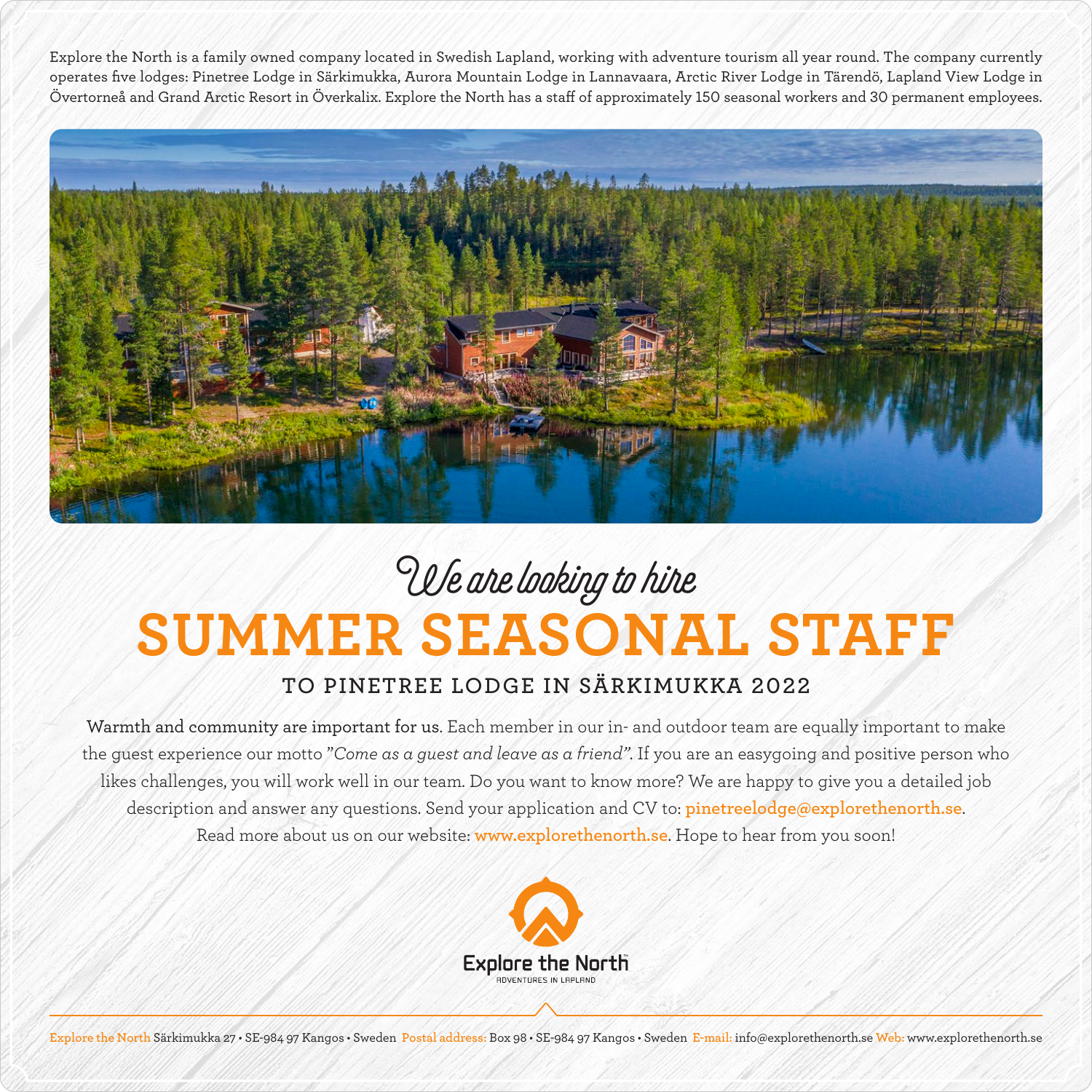Explore the North is a family owned company located in Swedish Lapland, working with adventure tourism all year round. The company currently operates five lodges: Pinetree Lodge in Särkimukka, Aurora Mountain Lodge in Lannavaara, Arctic River Lodge in Tärendö, Lapland View Lodge in Övertorneå and Grand Arctic Resort in Överkalix. Explore the North has a staff of approximately 150 seasonal workers and 30 permanent employees.

*We are looking to hire*

# SUMMER SEASONAL STAFF

## TO PINETREE LODGE IN SÄRKIMUKKA 2022

**Warmth and community are important for us.** Each member in our in- and outdoor team are equally important to make the guest experience our motto *"Come as a guest and leave as a friend"*. If you are an easygoing and positive person who likes challenges, you will work well in our team. Do you want to know more? We are happy to give you a detailed job description and answer any questions. Send your application and CV to: **pinetreelodge@explorethenorth.se**. Read more about us on our website: **www.explorethenorth.se**. Hope to hear from you soon!

Explore the North
ADVENTURES IN LAPLAND

Explore the North Särkimukka 27 • SE-984 97 Kangos • Sweden Postal address: Box 98 • SE-984 97 Kangos • Sweden E-mail: info@explorethenorth.se Web: www.explorethenorth.se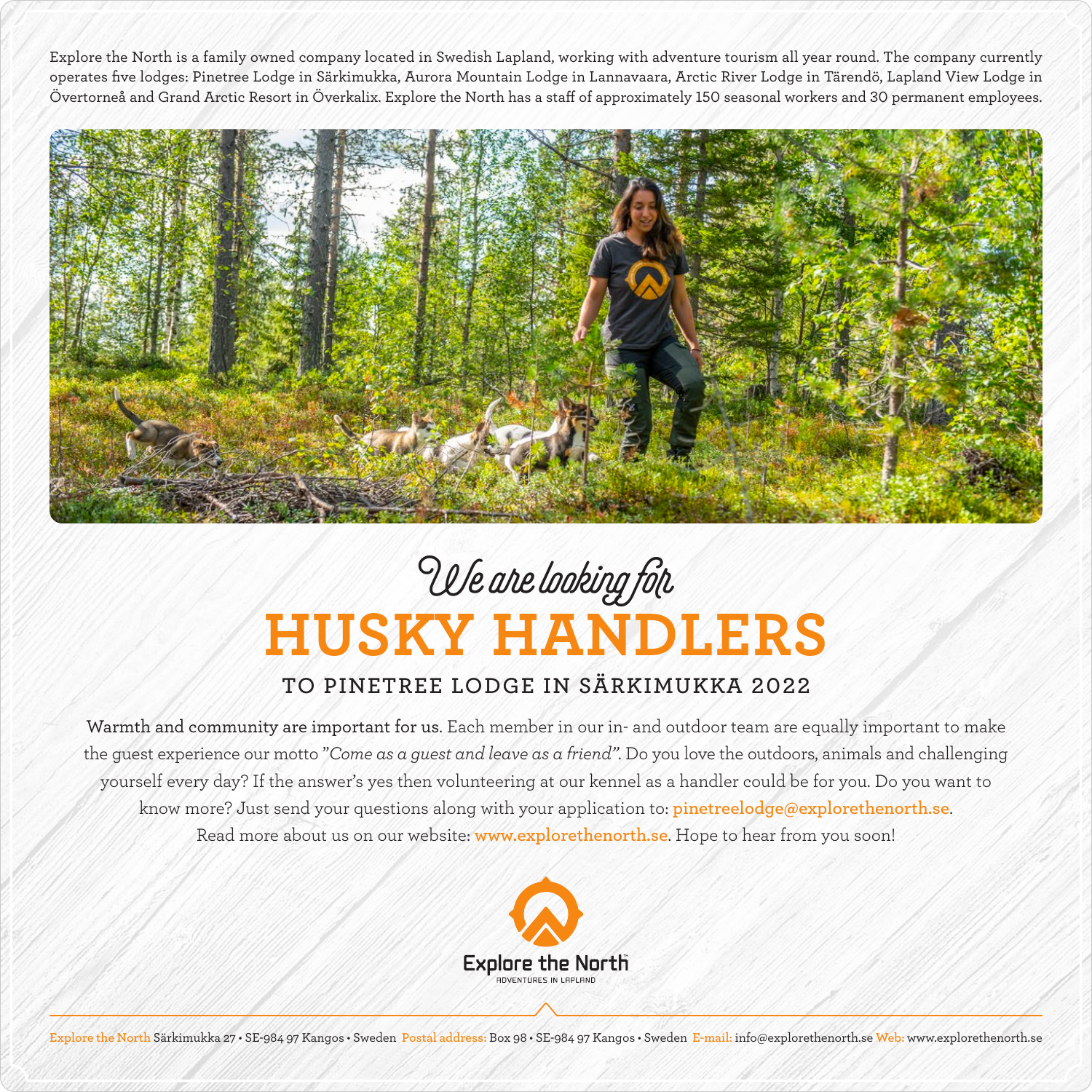Explore the North is a family owned company located in Swedish Lapland, working with adventure tourism all year round. The company currently operates five lodges: Pinetree Lodge in Särkimukka, Aurora Mountain Lodge in Lannavaara, Arctic River Lodge in Tärendö, Lapland View Lodge in Övertorneå and Grand Arctic Resort in Överkalix. Explore the North has a staff of approximately 150 seasonal workers and 30 permanent employees.

*We are looking for*

# HUSKY HANDLERS

## TO PINETREE LODGE IN SÄRKIMUKKA 2022

**Warmth and community are important for us.** Each member in our in- and outdoor team are equally important to make the guest experience our motto *"Come as a guest and leave as a friend"*. Do you love the outdoors, animals and challenging yourself every day? If the answer's yes then volunteering at our kennel as a handler could be for you. Do you want to know more? Just send your questions along with your application to: **pinetreelodge@explorethenorth.se**. Read more about us on our website: **www.explorethenorth.se**. Hope to hear from you soon!

Explore the North
ADVENTURES IN LAPLAND

Explore the North Särkimukka 27 • SE-984 97 Kangos • Sweden Postal address: Box 98 • SE-984 97 Kangos • Sweden E-mail: info@explorethenorth.se Web: www.explorethenorth.se